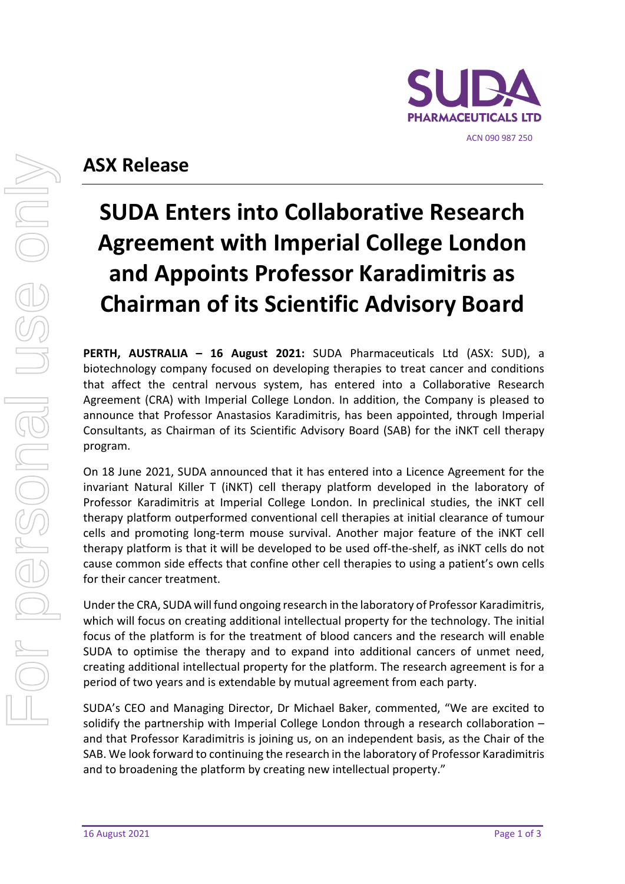SUDA PHARMACEUTICALS LTD

ACN 090 987 250

## ASX Release

# SUDA Enters into Collaborative Research Agreement with Imperial College London and Appoints Professor Karadimitris as Chairman of its Scientific Advisory Board

**PERTH, AUSTRALIA – 16 August 2021:** SUDA Pharmaceuticals Ltd (ASX: SUD), a biotechnology company focused on developing therapies to treat cancer and conditions that affect the central nervous system, has entered into a Collaborative Research Agreement (CRA) with Imperial College London. In addition, the Company is pleased to announce that Professor Anastasios Karadimitris, has been appointed, through Imperial Consultants, as Chairman of its Scientific Advisory Board (SAB) for the iNKT cell therapy program.

On 18 June 2021, SUDA announced that it has entered into a Licence Agreement for the invariant Natural Killer T (iNKT) cell therapy platform developed in the laboratory of Professor Karadimitris at Imperial College London. In preclinical studies, the iNKT cell therapy platform outperformed conventional cell therapies at initial clearance of tumour cells and promoting long-term mouse survival. Another major feature of the iNKT cell therapy platform is that it will be developed to be used off-the-shelf, as iNKT cells do not cause common side effects that confine other cell therapies to using a patient's own cells for their cancer treatment.

Under the CRA, SUDA will fund ongoing research in the laboratory of Professor Karadimitris, which will focus on creating additional intellectual property for the technology. The initial focus of the platform is for the treatment of blood cancers and the research will enable SUDA to optimise the therapy and to expand into additional cancers of unmet need, creating additional intellectual property for the platform. The research agreement is for a period of two years and is extendable by mutual agreement from each party.

SUDA's CEO and Managing Director, Dr Michael Baker, commented, "We are excited to solidify the partnership with Imperial College London through a research collaboration – and that Professor Karadimitris is joining us, on an independent basis, as the Chair of the SAB. We look forward to continuing the research in the laboratory of Professor Karadimitris and to broadening the platform by creating new intellectual property."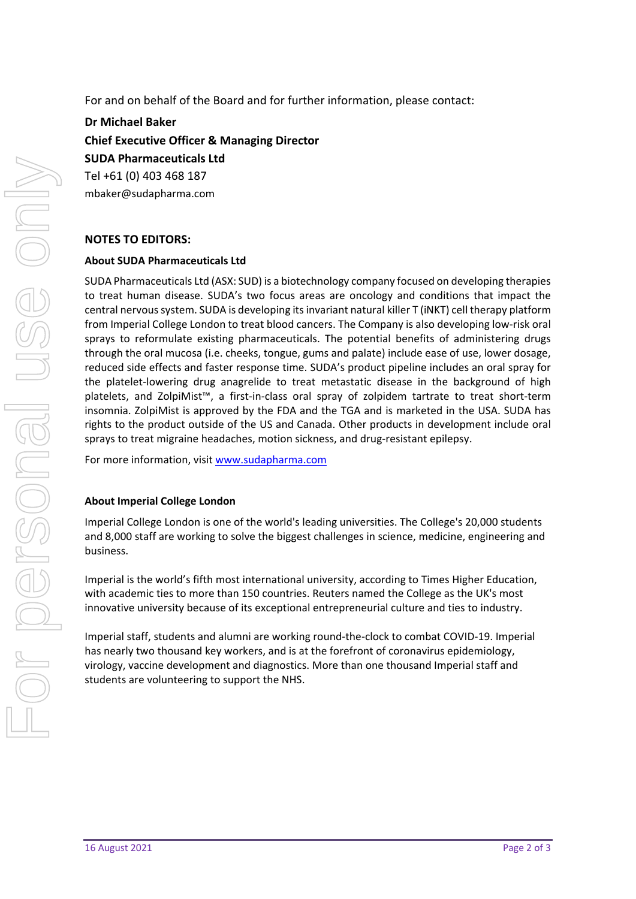For and on behalf of the Board and for further information, please contact:

**Dr Michael Baker**
**Chief Executive Officer & Managing Director**
**SUDA Pharmaceuticals Ltd**
Tel +61 (0) 403 468 187
mbaker@sudapharma.com

**NOTES TO EDITORS:**

**About SUDA Pharmaceuticals Ltd**

SUDA Pharmaceuticals Ltd (ASX: SUD) is a biotechnology company focused on developing therapies to treat human disease. SUDA's two focus areas are oncology and conditions that impact the central nervous system. SUDA is developing its invariant natural killer T (iNKT) cell therapy platform from Imperial College London to treat blood cancers. The Company is also developing low-risk oral sprays to reformulate existing pharmaceuticals. The potential benefits of administering drugs through the oral mucosa (i.e. cheeks, tongue, gums and palate) include ease of use, lower dosage, reduced side effects and faster response time. SUDA's product pipeline includes an oral spray for the platelet-lowering drug anagrelide to treat metastatic disease in the background of high platelets, and ZolpiMist™, a first-in-class oral spray of zolpidem tartrate to treat short-term insomnia. ZolpiMist is approved by the FDA and the TGA and is marketed in the USA. SUDA has rights to the product outside of the US and Canada. Other products in development include oral sprays to treat migraine headaches, motion sickness, and drug-resistant epilepsy.

For more information, visit www.sudapharma.com

**About Imperial College London**

Imperial College London is one of the world's leading universities. The College's 20,000 students and 8,000 staff are working to solve the biggest challenges in science, medicine, engineering and business.

Imperial is the world's fifth most international university, according to Times Higher Education, with academic ties to more than 150 countries. Reuters named the College as the UK's most innovative university because of its exceptional entrepreneurial culture and ties to industry.

Imperial staff, students and alumni are working round-the-clock to combat COVID-19. Imperial has nearly two thousand key workers, and is at the forefront of coronavirus epidemiology, virology, vaccine development and diagnostics. More than one thousand Imperial staff and students are volunteering to support the NHS.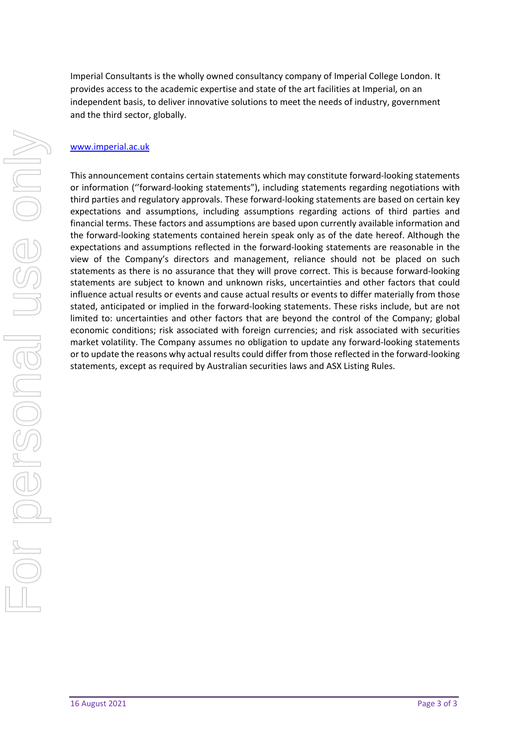Imperial Consultants is the wholly owned consultancy company of Imperial College London. It provides access to the academic expertise and state of the art facilities at Imperial, on an independent basis, to deliver innovative solutions to meet the needs of industry, government and the third sector, globally.

[www.imperial.ac.uk](http://www.imperial.ac.uk)

This announcement contains certain statements which may constitute forward-looking statements or information (''forward-looking statements"), including statements regarding negotiations with third parties and regulatory approvals. These forward-looking statements are based on certain key expectations and assumptions, including assumptions regarding actions of third parties and financial terms. These factors and assumptions are based upon currently available information and the forward-looking statements contained herein speak only as of the date hereof. Although the expectations and assumptions reflected in the forward-looking statements are reasonable in the view of the Company's directors and management, reliance should not be placed on such statements as there is no assurance that they will prove correct. This is because forward-looking statements are subject to known and unknown risks, uncertainties and other factors that could influence actual results or events and cause actual results or events to differ materially from those stated, anticipated or implied in the forward-looking statements. These risks include, but are not limited to: uncertainties and other factors that are beyond the control of the Company; global economic conditions; risk associated with foreign currencies; and risk associated with securities market volatility. The Company assumes no obligation to update any forward-looking statements or to update the reasons why actual results could differ from those reflected in the forward-looking statements, except as required by Australian securities laws and ASX Listing Rules.